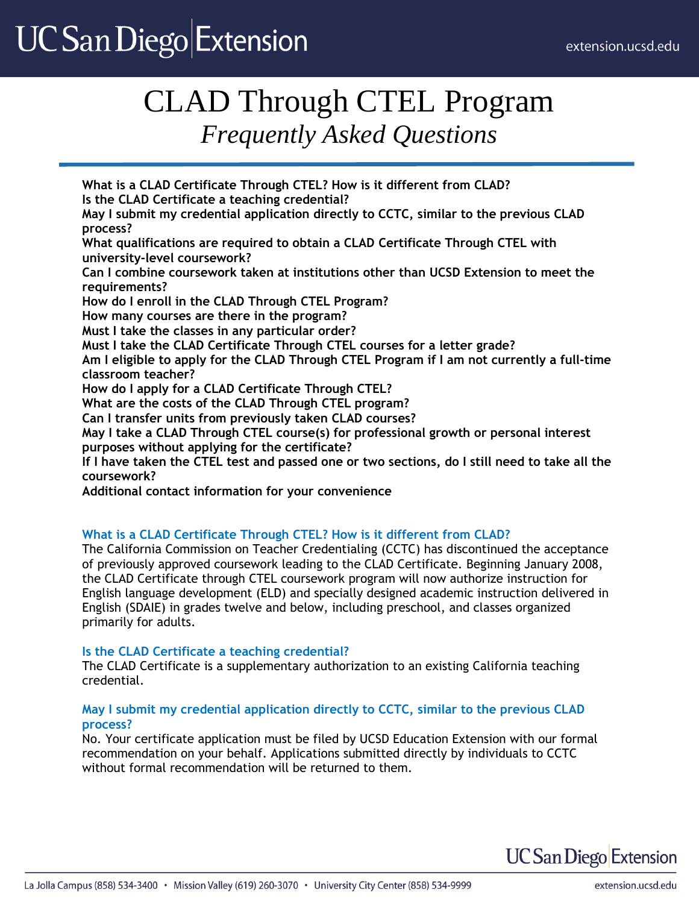# CLAD Through CTEL Program

## *Frequently Asked Questions*

**What is a CLAD Certificate Through CTEL? How is it different from CLAD?**
**Is the CLAD Certificate a teaching credential?**
**May I submit my credential application directly to CCTC, similar to the previous CLAD process?**
**What qualifications are required to obtain a CLAD Certificate Through CTEL with university-level coursework?**
**Can I combine coursework taken at institutions other than UCSD Extension to meet the requirements?**
**How do I enroll in the CLAD Through CTEL Program?**
**How many courses are there in the program?**
**Must I take the classes in any particular order?**
**Must I take the CLAD Certificate Through CTEL courses for a letter grade?**
**Am I eligible to apply for the CLAD Through CTEL Program if I am not currently a full-time classroom teacher?**
**How do I apply for a CLAD Certificate Through CTEL?**
**What are the costs of the CLAD Through CTEL program?**
**Can I transfer units from previously taken CLAD courses?**
**May I take a CLAD Through CTEL course(s) for professional growth or personal interest purposes without applying for the certificate?**
**If I have taken the CTEL test and passed one or two sections, do I still need to take all the coursework?**
**Additional contact information for your convenience**

### What is a CLAD Certificate Through CTEL? How is it different from CLAD?

The California Commission on Teacher Credentialing (CCTC) has discontinued the acceptance of previously approved coursework leading to the CLAD Certificate. Beginning January 2008, the CLAD Certificate through CTEL coursework program will now authorize instruction for English language development (ELD) and specially designed academic instruction delivered in English (SDAIE) in grades twelve and below, including preschool, and classes organized primarily for adults.

### Is the CLAD Certificate a teaching credential?

The CLAD Certificate is a supplementary authorization to an existing California teaching credential.

### May I submit my credential application directly to CCTC, similar to the previous CLAD process?

No. Your certificate application must be filed by UCSD Education Extension with our formal recommendation on your behalf. Applications submitted directly by individuals to CCTC without formal recommendation will be returned to them.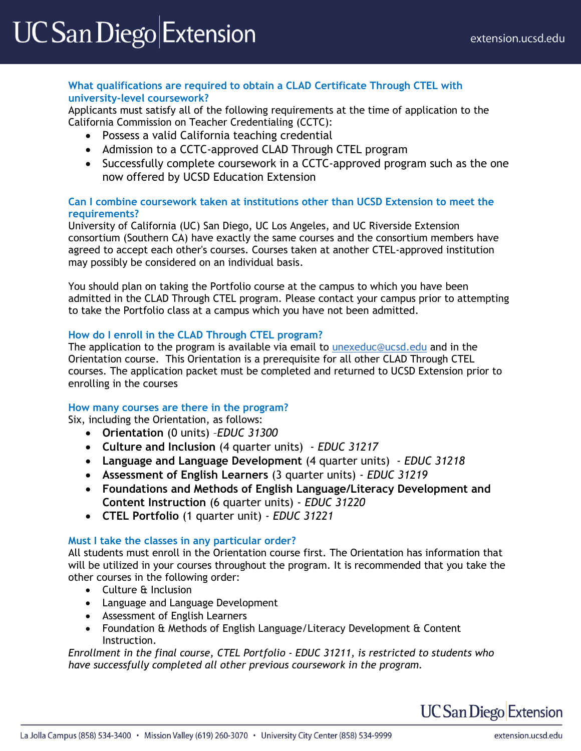### What qualifications are required to obtain a CLAD Certificate Through CTEL with university-level coursework?

Applicants must satisfy all of the following requirements at the time of application to the California Commission on Teacher Credentialing (CCTC):

- Possess a valid California teaching credential
- Admission to a CCTC-approved CLAD Through CTEL program
- Successfully complete coursework in a CCTC-approved program such as the one now offered by UCSD Education Extension

### Can I combine coursework taken at institutions other than UCSD Extension to meet the requirements?

University of California (UC) San Diego, UC Los Angeles, and UC Riverside Extension consortium (Southern CA) have exactly the same courses and the consortium members have agreed to accept each other's courses. Courses taken at another CTEL-approved institution may possibly be considered on an individual basis.

You should plan on taking the Portfolio course at the campus to which you have been admitted in the CLAD Through CTEL program. Please contact your campus prior to attempting to take the Portfolio class at a campus which you have not been admitted.

### How do I enroll in the CLAD Through CTEL program?

The application to the program is available via email to unexeduc@ucsd.edu and in the Orientation course. This Orientation is a prerequisite for all other CLAD Through CTEL courses. The application packet must be completed and returned to UCSD Extension prior to enrolling in the courses

### How many courses are there in the program?

Six, including the Orientation, as follows:

- **Orientation** (0 units) –*EDUC 31300*
- **Culture and Inclusion** (4 quarter units) - *EDUC 31217*
- **Language and Language Development** (4 quarter units) - *EDUC 31218*
- **Assessment of English Learners** (3 quarter units) - *EDUC 31219*
- **Foundations and Methods of English Language/Literacy Development and Content Instruction** (6 quarter units) - *EDUC 31220*
- **CTEL Portfolio** (1 quarter unit) - *EDUC 31221*

### Must I take the classes in any particular order?

All students must enroll in the Orientation course first. The Orientation has information that will be utilized in your courses throughout the program. It is recommended that you take the other courses in the following order:

- Culture & Inclusion
- Language and Language Development
- Assessment of English Learners
- Foundation & Methods of English Language/Literacy Development & Content Instruction.

*Enrollment in the final course, CTEL Portfolio - EDUC 31211, is restricted to students who have successfully completed all other previous coursework in the program.*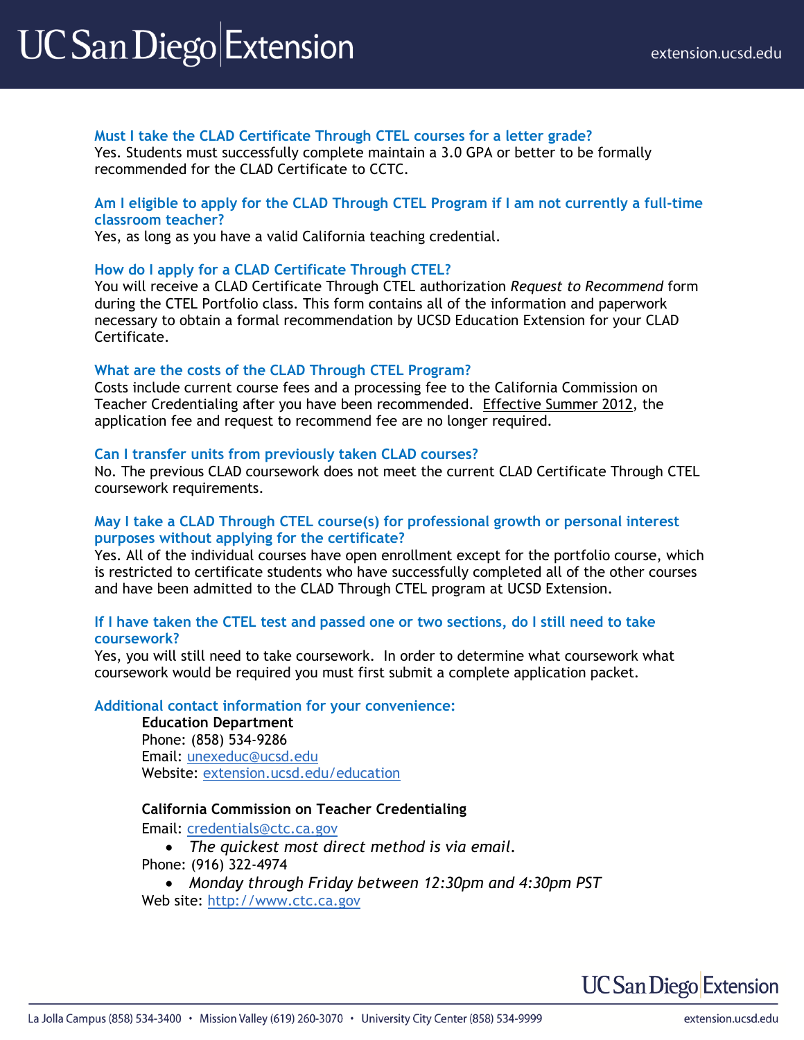**Must I take the CLAD Certificate Through CTEL courses for a letter grade?**
Yes. Students must successfully complete maintain a 3.0 GPA or better to be formally recommended for the CLAD Certificate to CCTC.

**Am I eligible to apply for the CLAD Through CTEL Program if I am not currently a full-time classroom teacher?**
Yes, as long as you have a valid California teaching credential.

**How do I apply for a CLAD Certificate Through CTEL?**
You will receive a CLAD Certificate Through CTEL authorization *Request to Recommend* form during the CTEL Portfolio class. This form contains all of the information and paperwork necessary to obtain a formal recommendation by UCSD Education Extension for your CLAD Certificate.

**What are the costs of the CLAD Through CTEL Program?**
Costs include current course fees and a processing fee to the California Commission on Teacher Credentialing after you have been recommended. Effective Summer 2012, the application fee and request to recommend fee are no longer required.

**Can I transfer units from previously taken CLAD courses?**
No. The previous CLAD coursework does not meet the current CLAD Certificate Through CTEL coursework requirements.

**May I take a CLAD Through CTEL course(s) for professional growth or personal interest purposes without applying for the certificate?**
Yes. All of the individual courses have open enrollment except for the portfolio course, which is restricted to certificate students who have successfully completed all of the other courses and have been admitted to the CLAD Through CTEL program at UCSD Extension.

**If I have taken the CTEL test and passed one or two sections, do I still need to take coursework?**
Yes, you will still need to take coursework. In order to determine what coursework what coursework would be required you must first submit a complete application packet.

**Additional contact information for your convenience:**

**Education Department**
Phone: (858) 534-9286
Email: unexeduc@ucsd.edu
Website: extension.ucsd.edu/education

**California Commission on Teacher Credentialing**
Email: credentials@ctc.ca.gov
- *The quickest most direct method is via email.*

Phone: (916) 322-4974
- *Monday through Friday between 12:30pm and 4:30pm PST*

Web site: http://www.ctc.ca.gov